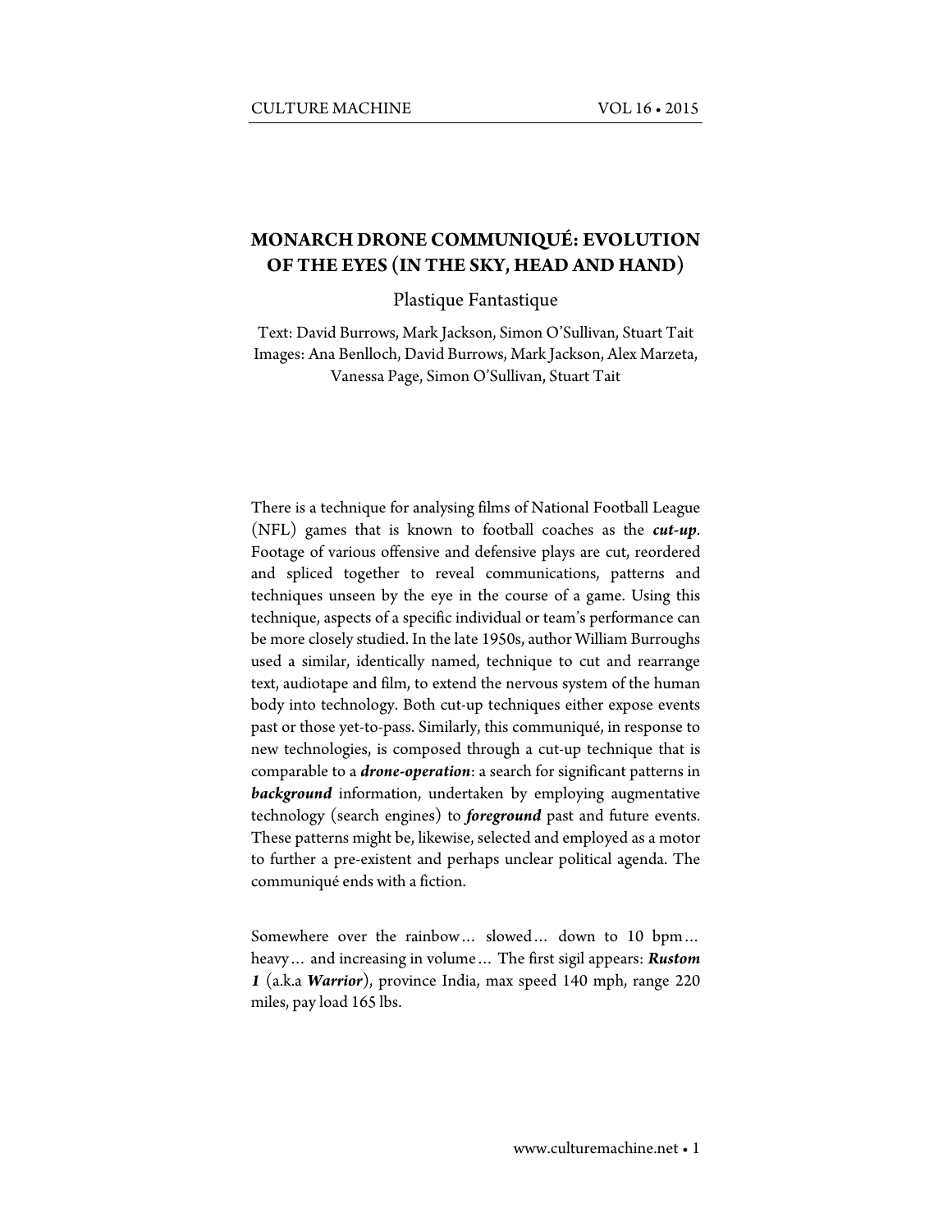# MONARCH DRONE COMMUNIQUÉ: EVOLUTION OF THE EYES (IN THE SKY, HEAD AND HAND)

Plastique Fantastique

Text: David Burrows, Mark Jackson, Simon O'Sullivan, Stuart Tait
Images: Ana Benlloch, David Burrows, Mark Jackson, Alex Marzeta, Vanessa Page, Simon O'Sullivan, Stuart Tait

There is a technique for analysing films of National Football League (NFL) games that is known to football coaches as the ***cut-up***. Footage of various offensive and defensive plays are cut, reordered and spliced together to reveal communications, patterns and techniques unseen by the eye in the course of a game. Using this technique, aspects of a specific individual or team's performance can be more closely studied. In the late 1950s, author William Burroughs used a similar, identically named, technique to cut and rearrange text, audiotape and film, to extend the nervous system of the human body into technology. Both cut-up techniques either expose events past or those yet-to-pass. Similarly, this communiqué, in response to new technologies, is composed through a cut-up technique that is comparable to a ***drone-operation***: a search for significant patterns in ***background*** information, undertaken by employing augmentative technology (search engines) to ***foreground*** past and future events. These patterns might be, likewise, selected and employed as a motor to further a pre-existent and perhaps unclear political agenda. The communiqué ends with a fiction.

Somewhere over the rainbow… slowed… down to 10 bpm… heavy… and increasing in volume… The first sigil appears: ***Rustom 1*** (a.k.a ***Warrior***), province India, max speed 140 mph, range 220 miles, pay load 165 lbs.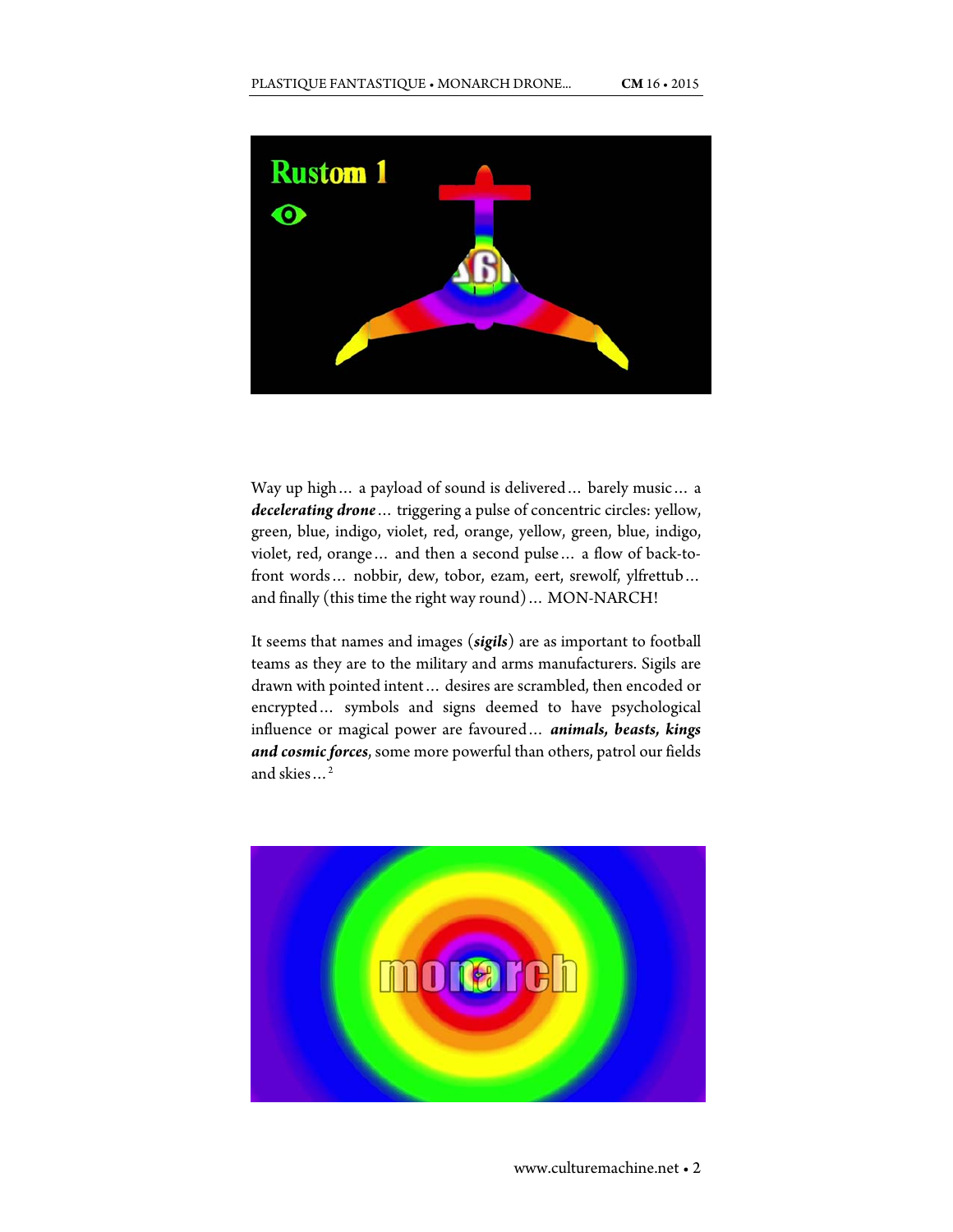Way up high … a payload of sound is delivered … barely music … a ***decelerating drone*** … triggering a pulse of concentric circles: yellow, green, blue, indigo, violet, red, orange, yellow, green, blue, indigo, violet, red, orange … and then a second pulse … a flow of back-to-front words … nobbir, dew, tobor, ezam, eert, srewolf, ylfrettub … and finally (this time the right way round) … MON-NARCH!

It seems that names and images (***sigils***) are as important to football teams as they are to the military and arms manufacturers. Sigils are drawn with pointed intent … desires are scrambled, then encoded or encrypted … symbols and signs deemed to have psychological influence or magical power are favoured … ***animals, beasts, kings and cosmic forces***, some more powerful than others, patrol our fields and skies … [2]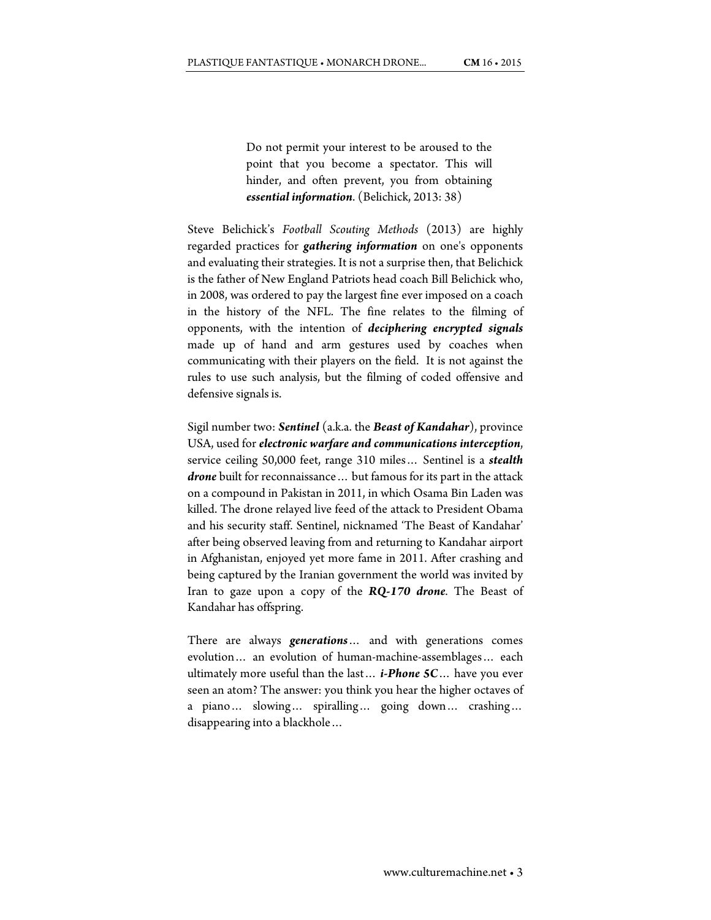> Do not permit your interest to be aroused to the point that you become a spectator. This will hinder, and often prevent, you from obtaining ***essential information***. (Belichick, 2013: 38)

Steve Belichick's *Football Scouting Methods* (2013) are highly regarded practices for ***gathering information*** on one's opponents and evaluating their strategies. It is not a surprise then, that Belichick is the father of New England Patriots head coach Bill Belichick who, in 2008, was ordered to pay the largest fine ever imposed on a coach in the history of the NFL. The fine relates to the filming of opponents, with the intention of ***deciphering encrypted signals*** made up of hand and arm gestures used by coaches when communicating with their players on the field. It is not against the rules to use such analysis, but the filming of coded offensive and defensive signals is.

Sigil number two: ***Sentinel*** (a.k.a. the ***Beast of Kandahar***), province USA, used for ***electronic warfare and communications interception***, service ceiling 50,000 feet, range 310 miles… Sentinel is a ***stealth drone*** built for reconnaissance… but famous for its part in the attack on a compound in Pakistan in 2011, in which Osama Bin Laden was killed. The drone relayed live feed of the attack to President Obama and his security staff. Sentinel, nicknamed 'The Beast of Kandahar' after being observed leaving from and returning to Kandahar airport in Afghanistan, enjoyed yet more fame in 2011. After crashing and being captured by the Iranian government the world was invited by Iran to gaze upon a copy of the ***RQ-170 drone***. The Beast of Kandahar has offspring.

There are always ***generations***… and with generations comes evolution… an evolution of human-machine-assemblages… each ultimately more useful than the last… ***i-Phone 5C***… have you ever seen an atom? The answer: you think you hear the higher octaves of a piano… slowing… spiralling… going down… crashing… disappearing into a blackhole…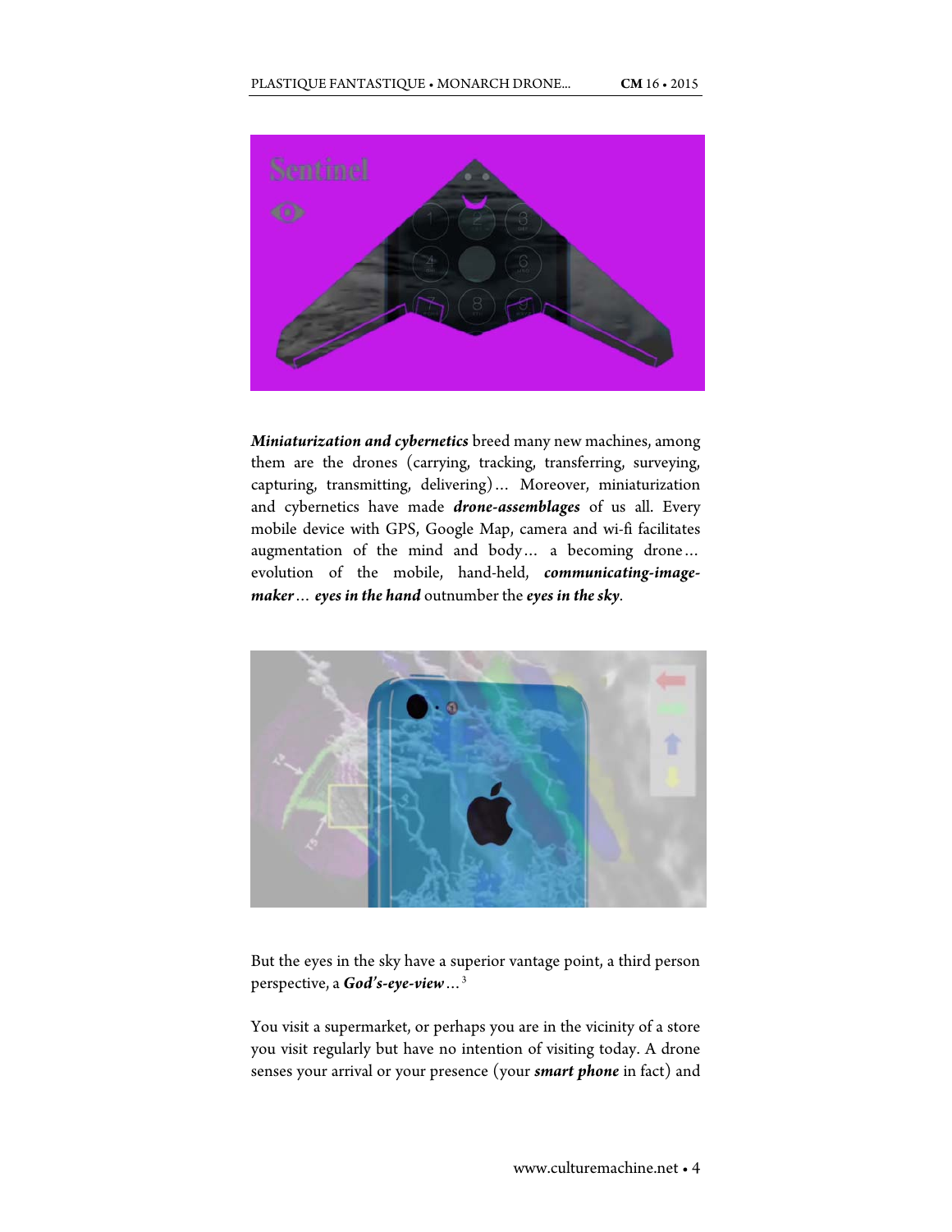***Miniaturization and cybernetics*** breed many new machines, among them are the drones (carrying, tracking, transferring, surveying, capturing, transmitting, delivering)… Moreover, miniaturization and cybernetics have made ***drone-assemblages*** of us all. Every mobile device with GPS, Google Map, camera and wi-fi facilitates augmentation of the mind and body… a becoming drone… evolution of the mobile, hand-held, ***communicating-image-maker***… ***eyes in the hand*** outnumber the ***eyes in the sky***.

But the eyes in the sky have a superior vantage point, a third person perspective, a ***God's-eye-view***…[3]

You visit a supermarket, or perhaps you are in the vicinity of a store you visit regularly but have no intention of visiting today. A drone senses your arrival or your presence (your ***smart phone*** in fact) and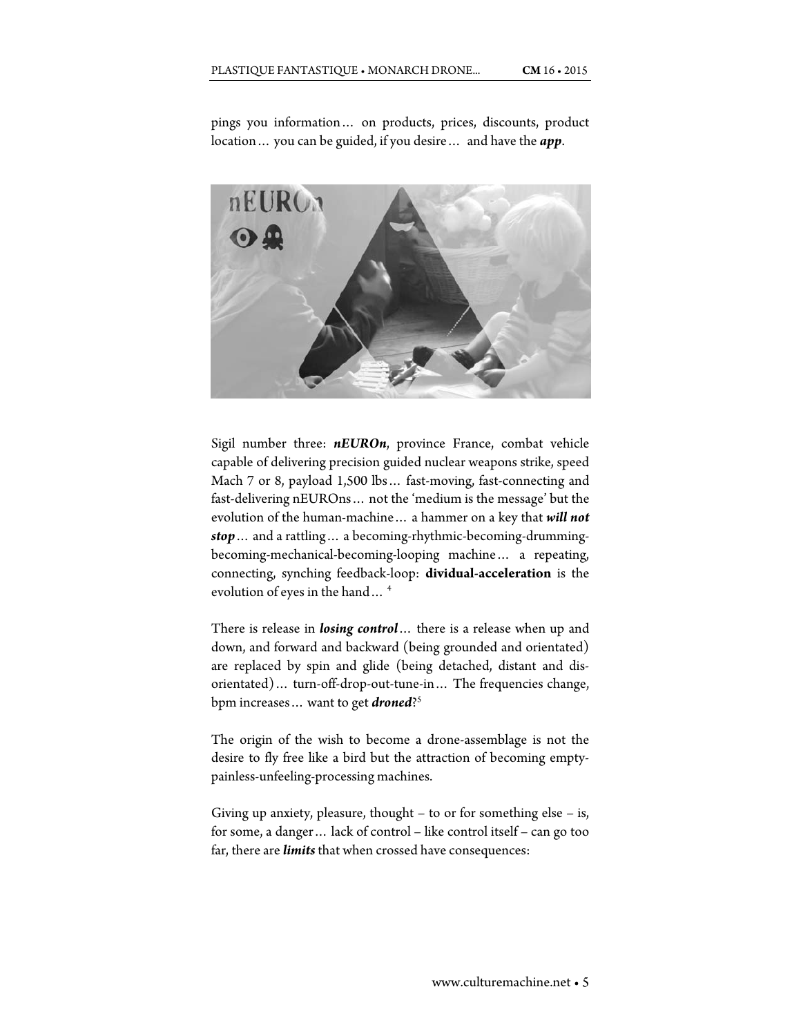pings you information… on products, prices, discounts, product location… you can be guided, if you desire… and have the ***app***.

Sigil number three: ***nEUROn***, province France, combat vehicle capable of delivering precision guided nuclear weapons strike, speed Mach 7 or 8, payload 1,500 lbs… fast-moving, fast-connecting and fast-delivering nEUROns… not the 'medium is the message' but the evolution of the human-machine… a hammer on a key that ***will not stop***… and a rattling… a becoming-rhythmic-becoming-drumming-becoming-mechanical-becoming-looping machine… a repeating, connecting, synching feedback-loop: **dividual-acceleration** is the evolution of eyes in the hand… [4]

There is release in ***losing control***… there is a release when up and down, and forward and backward (being grounded and orientated) are replaced by spin and glide (being detached, distant and dis-orientated)… turn-off-drop-out-tune-in… The frequencies change, bpm increases… want to get ***droned***?[5]

The origin of the wish to become a drone-assemblage is not the desire to fly free like a bird but the attraction of becoming empty-painless-unfeeling-processing machines.

Giving up anxiety, pleasure, thought – to or for something else – is, for some, a danger… lack of control – like control itself – can go too far, there are ***limits*** that when crossed have consequences: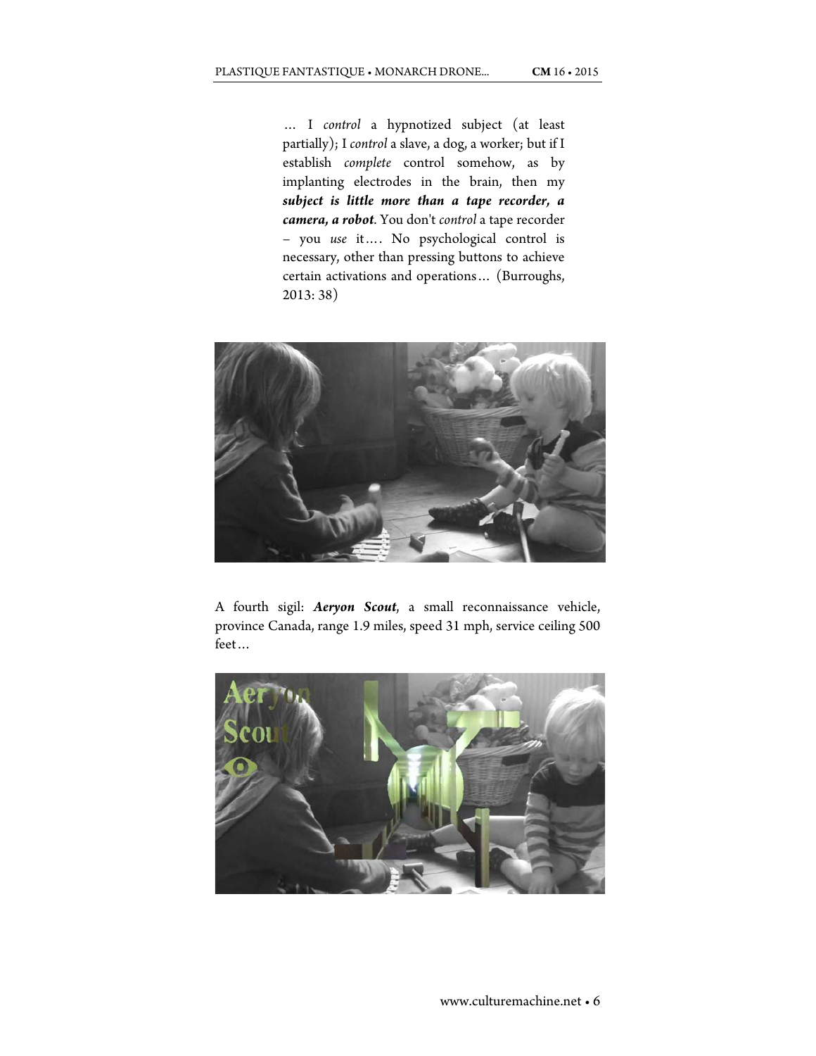> … I *control* a hypnotized subject (at least partially); I *control* a slave, a dog, a worker; but if I establish *complete* control somehow, as by implanting electrodes in the brain, then my ***subject is little more than a tape recorder, a camera, a robot***. You don't *control* a tape recorder – you *use* it…. No psychological control is necessary, other than pressing buttons to achieve certain activations and operations… (Burroughs, 2013: 38)

A fourth sigil: ***Aeryon Scout***, a small reconnaissance vehicle, province Canada, range 1.9 miles, speed 31 mph, service ceiling 500 feet…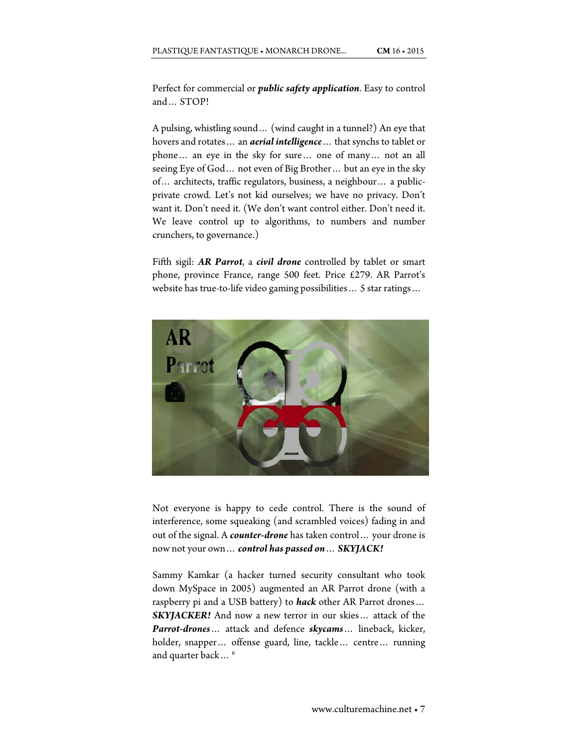Perfect for commercial or ***public safety application***. Easy to control and… STOP!

A pulsing, whistling sound… (wind caught in a tunnel?) An eye that hovers and rotates… an ***aerial intelligence***… that synchs to tablet or phone… an eye in the sky for sure… one of many… not an all seeing Eye of God… not even of Big Brother… but an eye in the sky of… architects, traffic regulators, business, a neighbour… a public-private crowd. Let's not kid ourselves; we have no privacy. Don't want it. Don't need it. (We don't want control either. Don't need it. We leave control up to algorithms, to numbers and number crunchers, to governance.)

Fifth sigil: ***AR Parrot***, a ***civil drone*** controlled by tablet or smart phone, province France, range 500 feet. Price £279. AR Parrot's website has true-to-life video gaming possibilities… 5 star ratings…

Not everyone is happy to cede control. There is the sound of interference, some squeaking (and scrambled voices) fading in and out of the signal. A ***counter-drone*** has taken control… your drone is now not your own… ***control has passed on***… ***SKYJACK!***

Sammy Kamkar (a hacker turned security consultant who took down MySpace in 2005) augmented an AR Parrot drone (with a raspberry pi and a USB battery) to ***hack*** other AR Parrot drones… ***SKYJACKER!*** And now a new terror in our skies… attack of the ***Parrot-drones***… attack and defence ***skycams***… lineback, kicker, holder, snapper… offense guard, line, tackle… centre… running and quarter back… [6]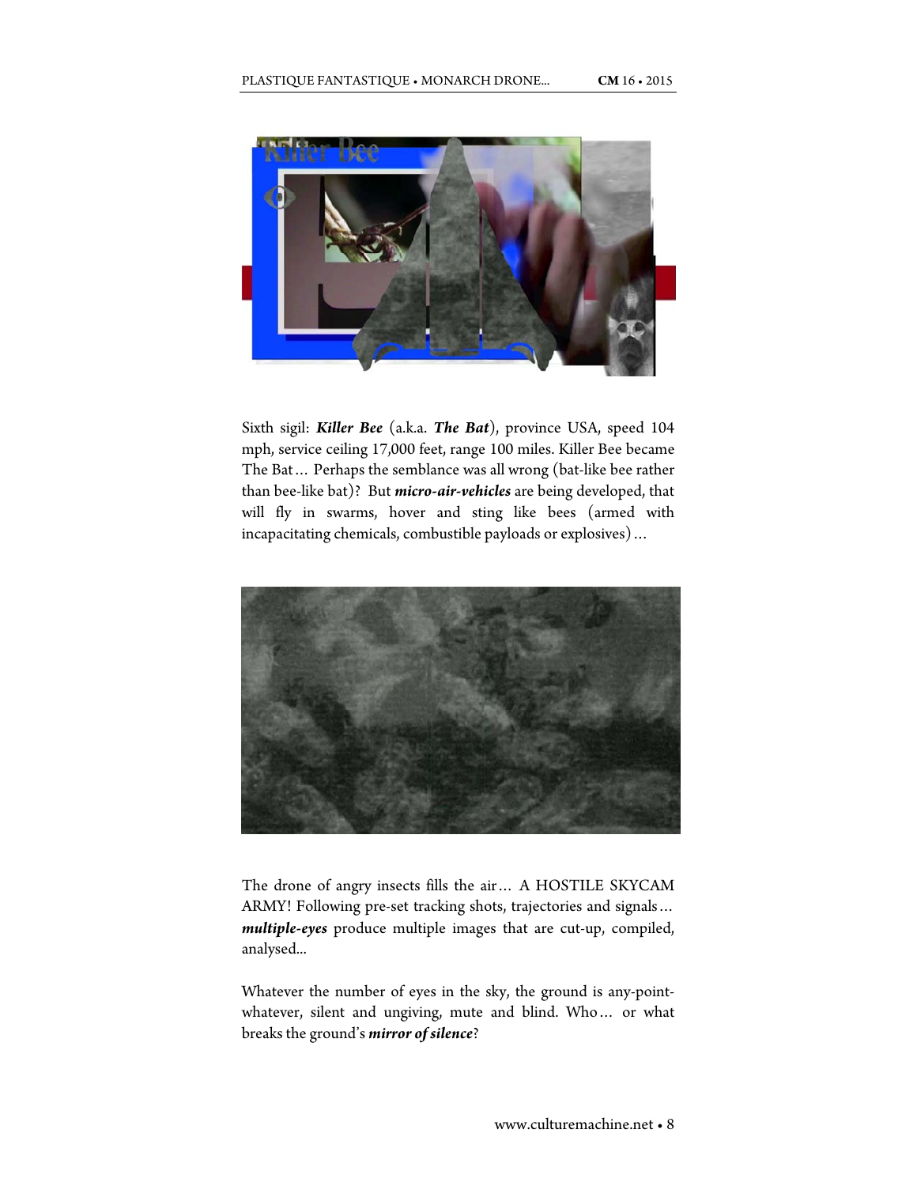Sixth sigil: ***Killer Bee*** (a.k.a. ***The Bat***), province USA, speed 104 mph, service ceiling 17,000 feet, range 100 miles. Killer Bee became The Bat… Perhaps the semblance was all wrong (bat-like bee rather than bee-like bat)? But ***micro-air-vehicles*** are being developed, that will fly in swarms, hover and sting like bees (armed with incapacitating chemicals, combustible payloads or explosives)…

The drone of angry insects fills the air… A HOSTILE SKYCAM ARMY! Following pre-set tracking shots, trajectories and signals… ***multiple-eyes*** produce multiple images that are cut-up, compiled, analysed...

Whatever the number of eyes in the sky, the ground is any-point-whatever, silent and ungiving, mute and blind. Who… or what breaks the ground's ***mirror of silence***?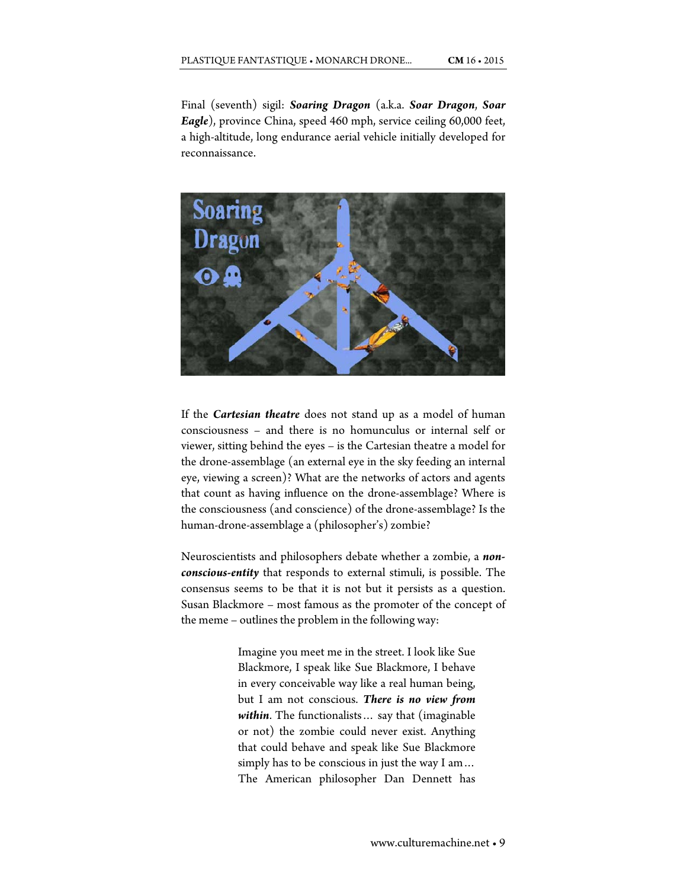Final (seventh) sigil: ***Soaring Dragon*** (a.k.a. ***Soar Dragon***, ***Soar Eagle***), province China, speed 460 mph, service ceiling 60,000 feet, a high-altitude, long endurance aerial vehicle initially developed for reconnaissance.

If the ***Cartesian theatre*** does not stand up as a model of human consciousness – and there is no homunculus or internal self or viewer, sitting behind the eyes – is the Cartesian theatre a model for the drone-assemblage (an external eye in the sky feeding an internal eye, viewing a screen)? What are the networks of actors and agents that count as having influence on the drone-assemblage? Where is the consciousness (and conscience) of the drone-assemblage? Is the human-drone-assemblage a (philosopher's) zombie?

Neuroscientists and philosophers debate whether a zombie, a ***non-conscious-entity*** that responds to external stimuli, is possible. The consensus seems to be that it is not but it persists as a question. Susan Blackmore – most famous as the promoter of the concept of the meme – outlines the problem in the following way:

> Imagine you meet me in the street. I look like Sue Blackmore, I speak like Sue Blackmore, I behave in every conceivable way like a real human being, but I am not conscious. ***There is no view from within***. The functionalists … say that (imaginable or not) the zombie could never exist. Anything that could behave and speak like Sue Blackmore simply has to be conscious in just the way I am … The American philosopher Dan Dennett has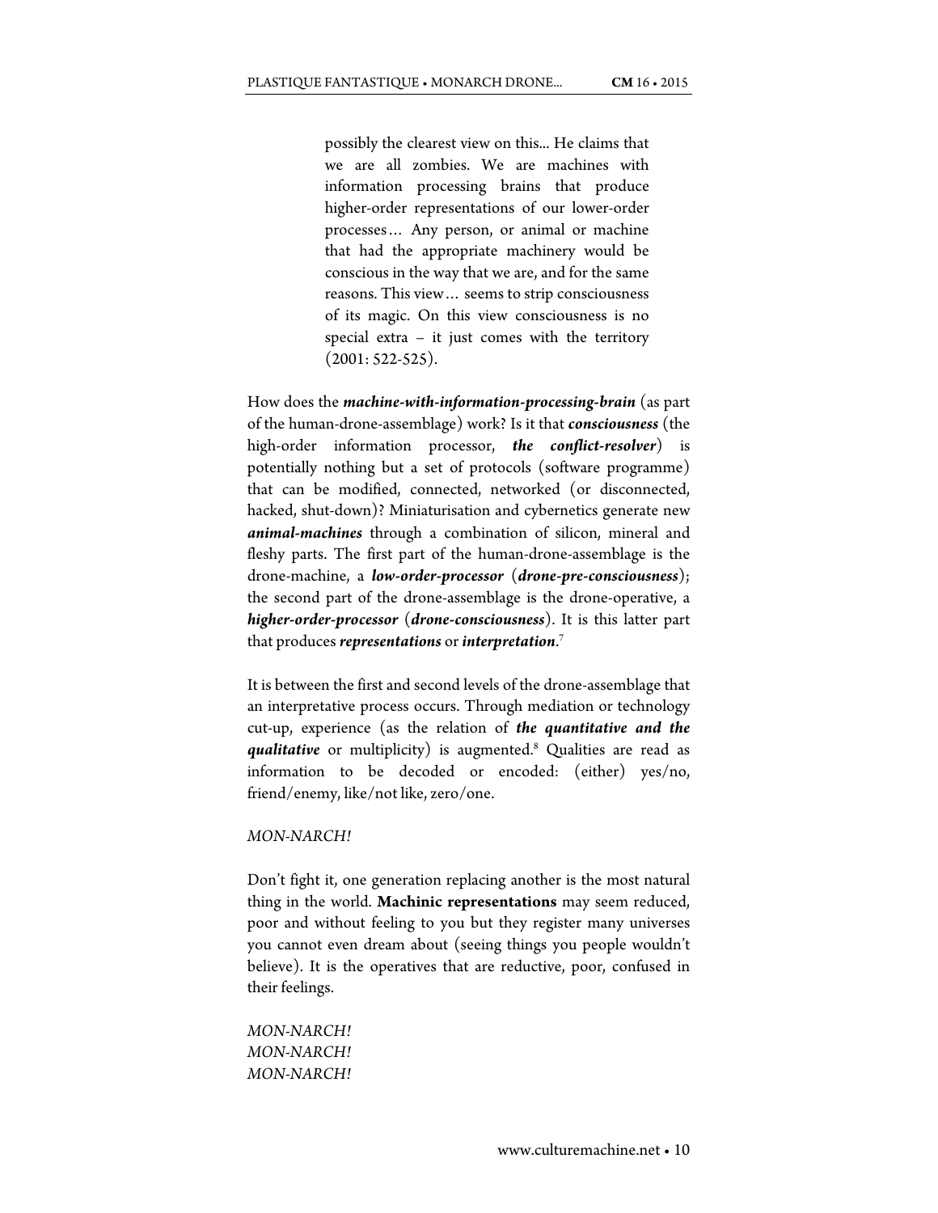> possibly the clearest view on this... He claims that we are all zombies. We are machines with information processing brains that produce higher-order representations of our lower-order processes… Any person, or animal or machine that had the appropriate machinery would be conscious in the way that we are, and for the same reasons. This view… seems to strip consciousness of its magic. On this view consciousness is no special extra – it just comes with the territory (2001: 522-525).

How does the ***machine-with-information-processing-brain*** (as part of the human-drone-assemblage) work? Is it that ***consciousness*** (the high-order information processor, ***the conflict-resolver***) is potentially nothing but a set of protocols (software programme) that can be modified, connected, networked (or disconnected, hacked, shut-down)? Miniaturisation and cybernetics generate new ***animal-machines*** through a combination of silicon, mineral and fleshy parts. The first part of the human-drone-assemblage is the drone-machine, a ***low-order-processor*** (***drone-pre-consciousness***); the second part of the drone-assemblage is the drone-operative, a ***higher-order-processor*** (***drone-consciousness***). It is this latter part that produces ***representations*** or ***interpretation***.[7]

It is between the first and second levels of the drone-assemblage that an interpretative process occurs. Through mediation or technology cut-up, experience (as the relation of ***the quantitative and the qualitative*** or multiplicity) is augmented.[8] Qualities are read as information to be decoded or encoded: (either) yes/no, friend/enemy, like/not like, zero/one.

*MON-NARCH!*

Don't fight it, one generation replacing another is the most natural thing in the world. **Machinic representations** may seem reduced, poor and without feeling to you but they register many universes you cannot even dream about (seeing things you people wouldn't believe). It is the operatives that are reductive, poor, confused in their feelings.

*MON-NARCH!*
*MON-NARCH!*
*MON-NARCH!*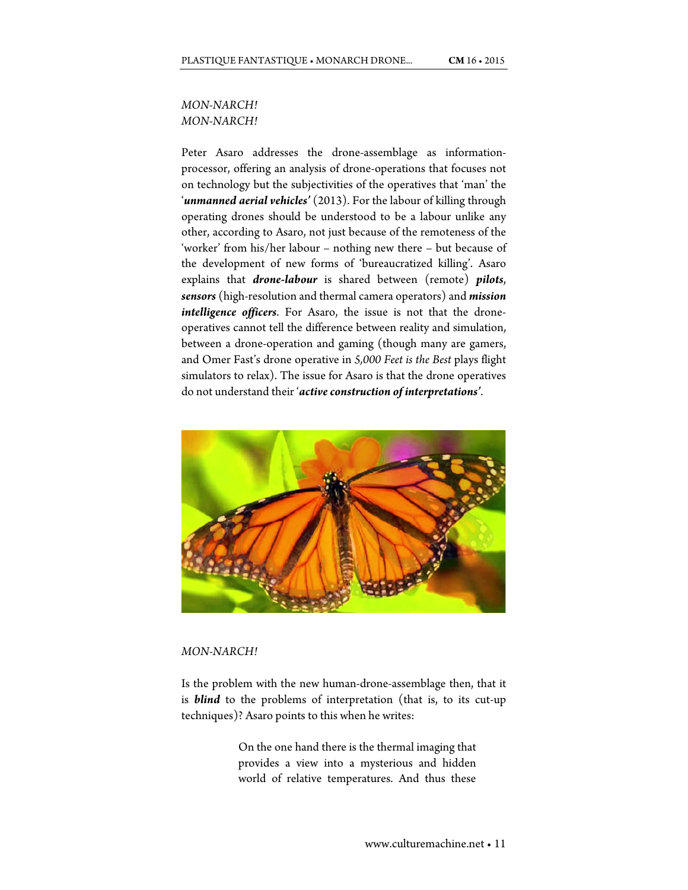*MON-NARCH!*
*MON-NARCH!*

Peter Asaro addresses the drone-assemblage as information-processor, offering an analysis of drone-operations that focuses not on technology but the subjectivities of the operatives that 'man' the '***unmanned aerial vehicles'*** (2013). For the labour of killing through operating drones should be understood to be a labour unlike any other, according to Asaro, not just because of the remoteness of the 'worker' from his/her labour – nothing new there – but because of the development of new forms of 'bureaucratized killing'. Asaro explains that ***drone-labour*** is shared between (remote) ***pilots***, ***sensors*** (high-resolution and thermal camera operators) and ***mission intelligence officers***. For Asaro, the issue is not that the drone-operatives cannot tell the difference between reality and simulation, between a drone-operation and gaming (though many are gamers, and Omer Fast's drone operative in *5,000 Feet is the Best* plays flight simulators to relax). The issue for Asaro is that the drone operatives do not understand their '***active construction of interpretations'***.

*MON-NARCH!*

Is the problem with the new human-drone-assemblage then, that it is ***blind*** to the problems of interpretation (that is, to its cut-up techniques)? Asaro points to this when he writes:

> On the one hand there is the thermal imaging that provides a view into a mysterious and hidden world of relative temperatures. And thus these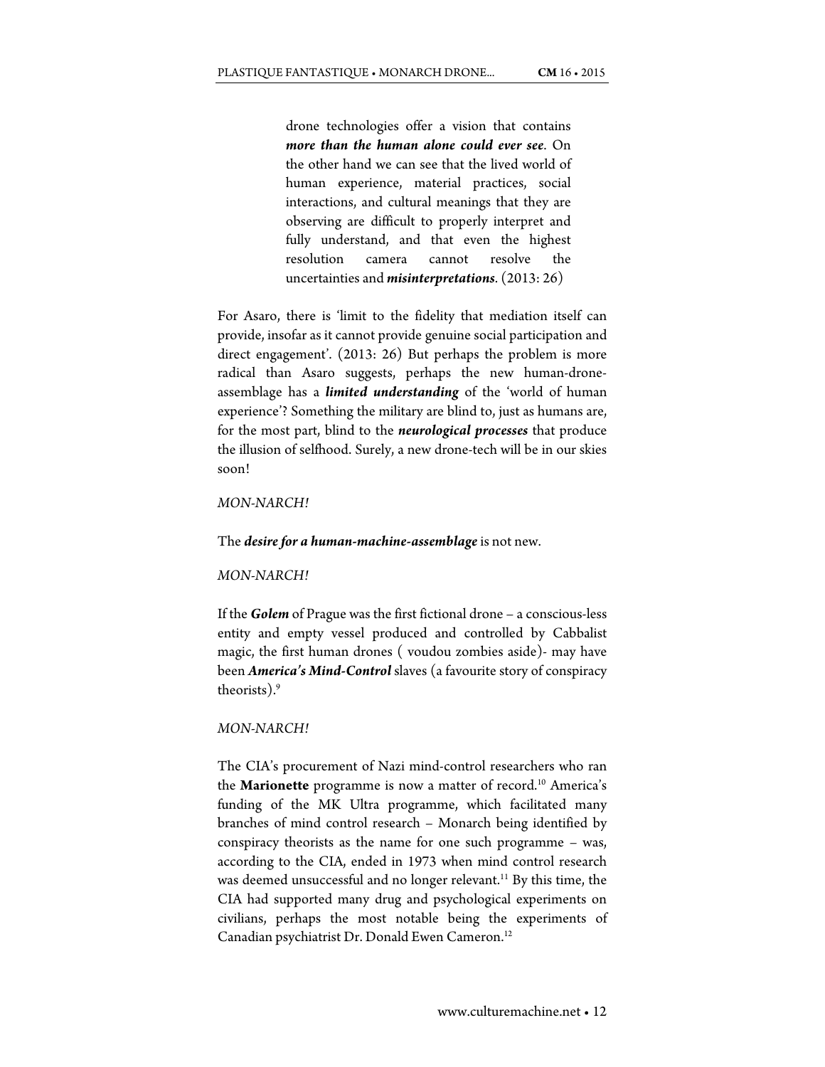> drone technologies offer a vision that contains ***more than the human alone could ever see***. On the other hand we can see that the lived world of human experience, material practices, social interactions, and cultural meanings that they are observing are difficult to properly interpret and fully understand, and that even the highest resolution camera cannot resolve the uncertainties and ***misinterpretations***. (2013: 26)

For Asaro, there is 'limit to the fidelity that mediation itself can provide, insofar as it cannot provide genuine social participation and direct engagement'. (2013: 26) But perhaps the problem is more radical than Asaro suggests, perhaps the new human-drone-assemblage has a ***limited understanding*** of the 'world of human experience'? Something the military are blind to, just as humans are, for the most part, blind to the ***neurological processes*** that produce the illusion of selfhood. Surely, a new drone-tech will be in our skies soon!

*MON-NARCH!*

The ***desire for a human-machine-assemblage*** is not new.

*MON-NARCH!*

If the ***Golem*** of Prague was the first fictional drone – a conscious-less entity and empty vessel produced and controlled by Cabbalist magic, the first human drones ( voudou zombies aside)- may have been ***America's Mind-Control*** slaves (a favourite story of conspiracy theorists).[9]

*MON-NARCH!*

The CIA's procurement of Nazi mind-control researchers who ran the **Marionette** programme is now a matter of record.[10] America's funding of the MK Ultra programme, which facilitated many branches of mind control research – Monarch being identified by conspiracy theorists as the name for one such programme – was, according to the CIA, ended in 1973 when mind control research was deemed unsuccessful and no longer relevant.[11] By this time, the CIA had supported many drug and psychological experiments on civilians, perhaps the most notable being the experiments of Canadian psychiatrist Dr. Donald Ewen Cameron.[12]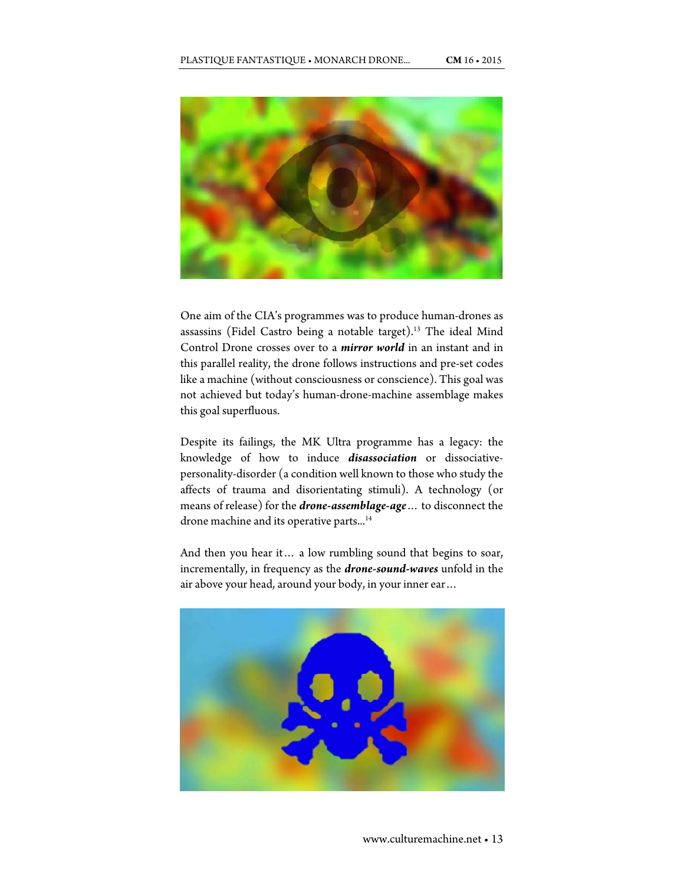One aim of the CIA's programmes was to produce human-drones as assassins (Fidel Castro being a notable target).[13] The ideal Mind Control Drone crosses over to a ***mirror world*** in an instant and in this parallel reality, the drone follows instructions and pre-set codes like a machine (without consciousness or conscience). This goal was not achieved but today's human-drone-machine assemblage makes this goal superfluous.

Despite its failings, the MK Ultra programme has a legacy: the knowledge of how to induce ***disassociation*** or dissociative-personality-disorder (a condition well known to those who study the affects of trauma and disorientating stimuli). A technology (or means of release) for the ***drone-assemblage-age***… to disconnect the drone machine and its operative parts...[14]

And then you hear it… a low rumbling sound that begins to soar, incrementally, in frequency as the ***drone-sound-waves*** unfold in the air above your head, around your body, in your inner ear…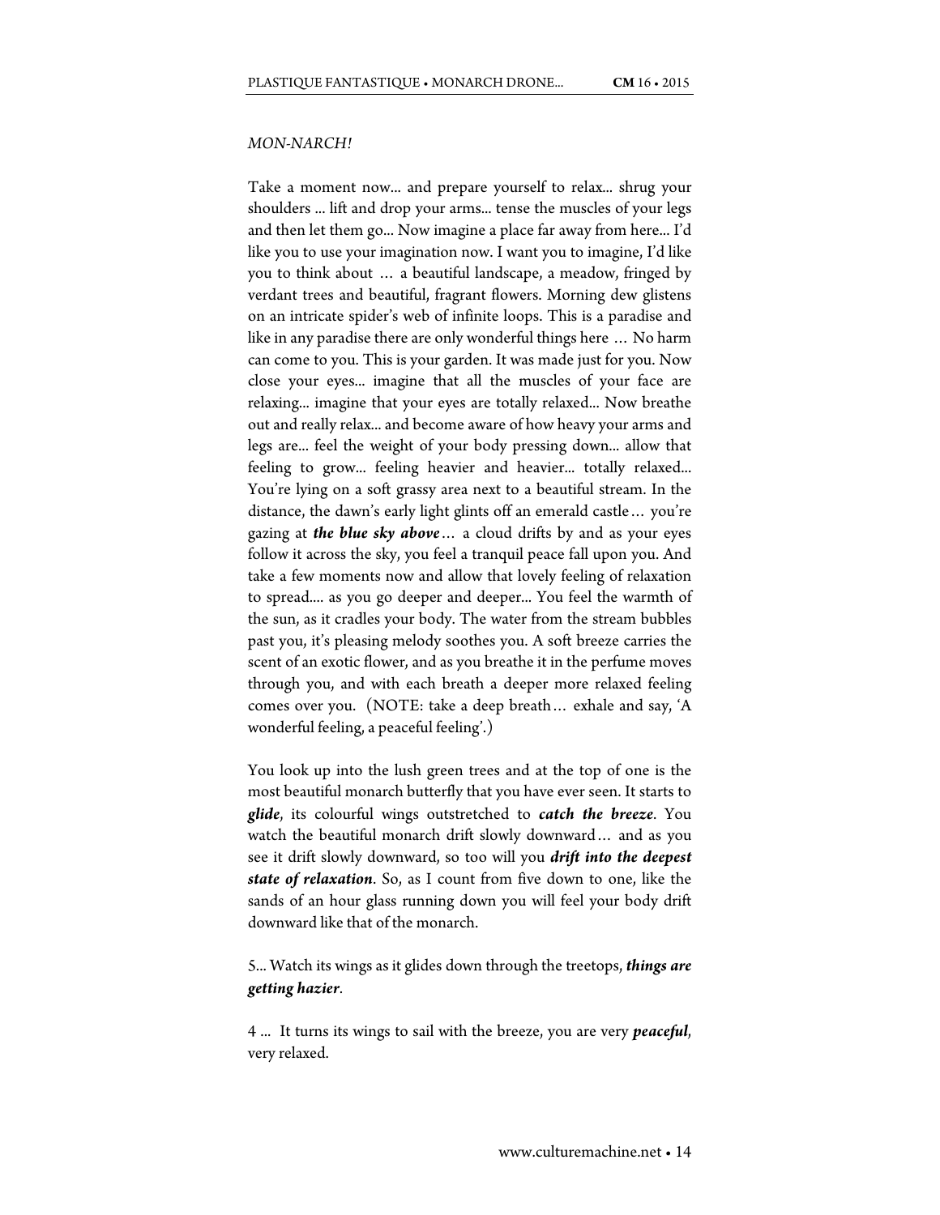*MON-NARCH!*

Take a moment now... and prepare yourself to relax... shrug your shoulders ... lift and drop your arms... tense the muscles of your legs and then let them go... Now imagine a place far away from here... I'd like you to use your imagination now. I want you to imagine, I'd like you to think about … a beautiful landscape, a meadow, fringed by verdant trees and beautiful, fragrant flowers. Morning dew glistens on an intricate spider's web of infinite loops. This is a paradise and like in any paradise there are only wonderful things here … No harm can come to you. This is your garden. It was made just for you. Now close your eyes... imagine that all the muscles of your face are relaxing... imagine that your eyes are totally relaxed... Now breathe out and really relax... and become aware of how heavy your arms and legs are... feel the weight of your body pressing down... allow that feeling to grow... feeling heavier and heavier... totally relaxed... You're lying on a soft grassy area next to a beautiful stream. In the distance, the dawn's early light glints off an emerald castle… you're gazing at ***the blue sky above***… a cloud drifts by and as your eyes follow it across the sky, you feel a tranquil peace fall upon you. And take a few moments now and allow that lovely feeling of relaxation to spread.... as you go deeper and deeper... You feel the warmth of the sun, as it cradles your body. The water from the stream bubbles past you, it's pleasing melody soothes you. A soft breeze carries the scent of an exotic flower, and as you breathe it in the perfume moves through you, and with each breath a deeper more relaxed feeling comes over you. (NOTE: take a deep breath… exhale and say, 'A wonderful feeling, a peaceful feeling'.)

You look up into the lush green trees and at the top of one is the most beautiful monarch butterfly that you have ever seen. It starts to ***glide***, its colourful wings outstretched to ***catch the breeze***. You watch the beautiful monarch drift slowly downward… and as you see it drift slowly downward, so too will you ***drift into the deepest state of relaxation***. So, as I count from five down to one, like the sands of an hour glass running down you will feel your body drift downward like that of the monarch.

5... Watch its wings as it glides down through the treetops, ***things are getting hazier***.

4 ... It turns its wings to sail with the breeze, you are very ***peaceful***, very relaxed.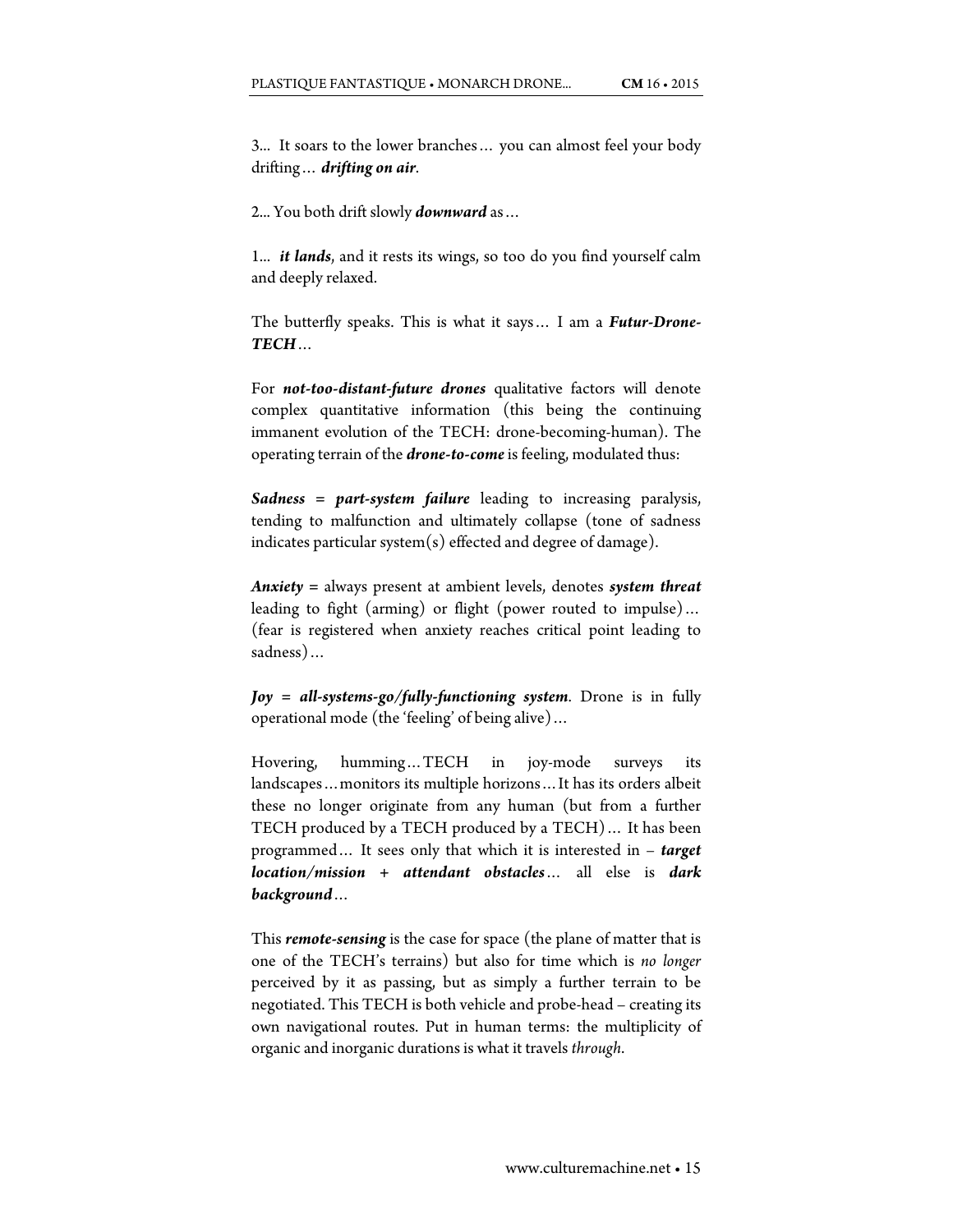3... It soars to the lower branches… you can almost feel your body drifting… ***drifting on air***.

2... You both drift slowly ***downward*** as…

1... ***it lands***, and it rests its wings, so too do you find yourself calm and deeply relaxed.

The butterfly speaks. This is what it says… I am a ***Futur-Drone-TECH***…

For ***not-too-distant-future drones*** qualitative factors will denote complex quantitative information (this being the continuing immanent evolution of the TECH: drone-becoming-human). The operating terrain of the ***drone-to-come*** is feeling, modulated thus:

***Sadness*** = ***part-system failure*** leading to increasing paralysis, tending to malfunction and ultimately collapse (tone of sadness indicates particular system(s) effected and degree of damage).

***Anxiety*** = always present at ambient levels, denotes ***system threat*** leading to fight (arming) or flight (power routed to impulse)… (fear is registered when anxiety reaches critical point leading to sadness)…

***Joy*** = ***all-systems-go/fully-functioning system***. Drone is in fully operational mode (the 'feeling' of being alive)…

Hovering, humming…TECH in joy-mode surveys its landscapes…monitors its multiple horizons…It has its orders albeit these no longer originate from any human (but from a further TECH produced by a TECH produced by a TECH)… It has been programmed… It sees only that which it is interested in – ***target location/mission + attendant obstacles***… all else is ***dark background***…

This ***remote-sensing*** is the case for space (the plane of matter that is one of the TECH's terrains) but also for time which is *no longer* perceived by it as passing, but as simply a further terrain to be negotiated. This TECH is both vehicle and probe-head – creating its own navigational routes. Put in human terms: the multiplicity of organic and inorganic durations is what it travels *through*.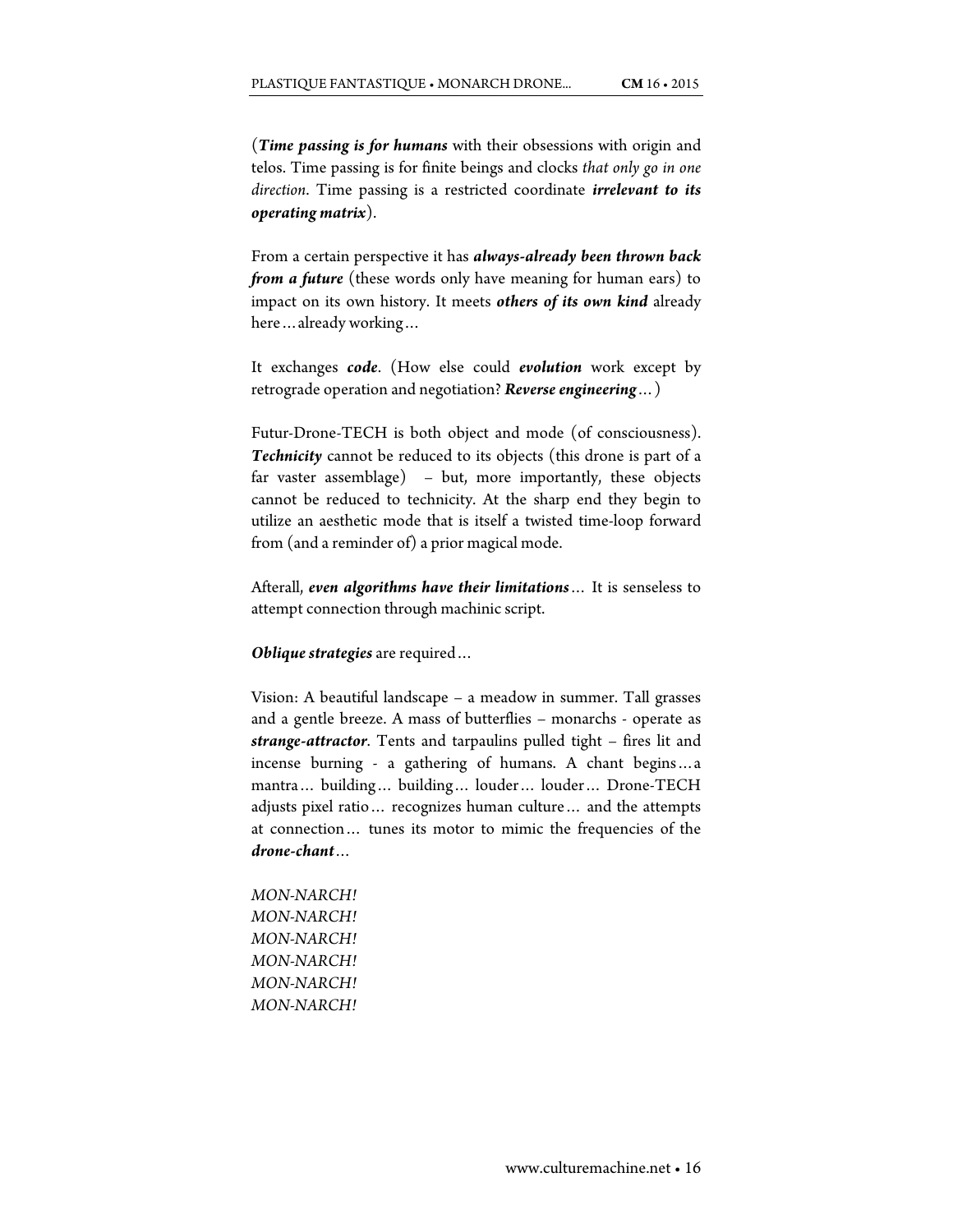(***Time passing is for humans*** with their obsessions with origin and telos. Time passing is for finite beings and clocks *that only go in one direction*. Time passing is a restricted coordinate ***irrelevant to its operating matrix***).

From a certain perspective it has ***always-already been thrown back from a future*** (these words only have meaning for human ears) to impact on its own history. It meets ***others of its own kind*** already here… already working…

It exchanges ***code***. (How else could ***evolution*** work except by retrograde operation and negotiation? ***Reverse engineering***…)

Futur-Drone-TECH is both object and mode (of consciousness). ***Technicity*** cannot be reduced to its objects (this drone is part of a far vaster assemblage) – but, more importantly, these objects cannot be reduced to technicity. At the sharp end they begin to utilize an aesthetic mode that is itself a twisted time-loop forward from (and a reminder of) a prior magical mode.

Afterall, ***even algorithms have their limitations***… It is senseless to attempt connection through machinic script.

***Oblique strategies*** are required…

Vision: A beautiful landscape – a meadow in summer. Tall grasses and a gentle breeze. A mass of butterflies – monarchs - operate as ***strange-attractor***. Tents and tarpaulins pulled tight – fires lit and incense burning - a gathering of humans. A chant begins… a mantra… building… building… louder… louder… Drone-TECH adjusts pixel ratio… recognizes human culture… and the attempts at connection… tunes its motor to mimic the frequencies of the ***drone-chant***…

*MON-NARCH!*  
*MON-NARCH!*  
*MON-NARCH!*  
*MON-NARCH!*  
*MON-NARCH!*  
*MON-NARCH!*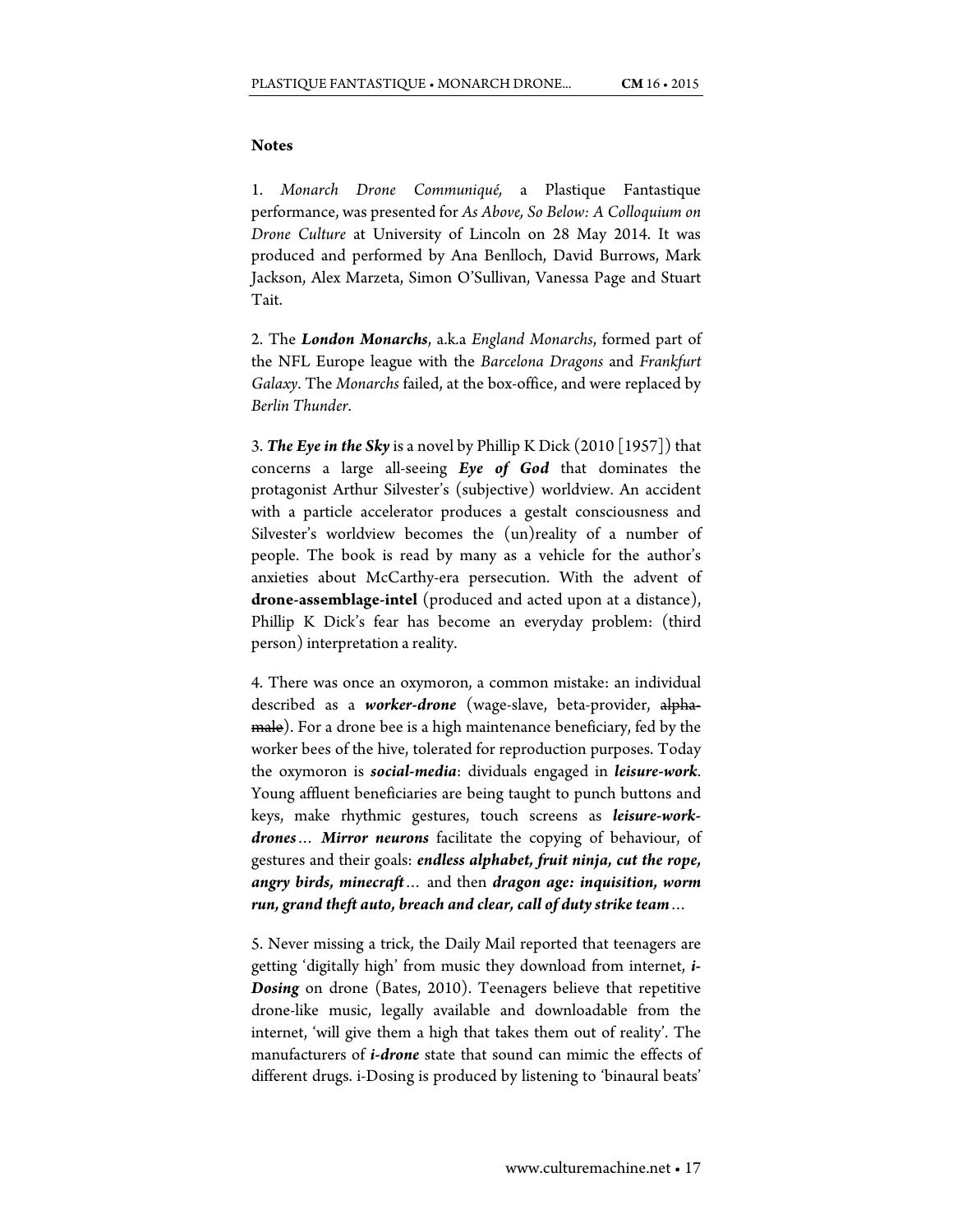**Notes**

1. *Monarch Drone Communiqué,* a Plastique Fantastique performance, was presented for *As Above, So Below: A Colloquium on Drone Culture* at University of Lincoln on 28 May 2014. It was produced and performed by Ana Benlloch, David Burrows, Mark Jackson, Alex Marzeta, Simon O'Sullivan, Vanessa Page and Stuart Tait.

2. The ***London Monarchs***, a.k.a *England Monarchs*, formed part of the NFL Europe league with the *Barcelona Dragons* and *Frankfurt Galaxy*. The *Monarchs* failed, at the box-office, and were replaced by *Berlin Thunder*.

3. ***The Eye in the Sky*** is a novel by Phillip K Dick (2010 [1957]) that concerns a large all-seeing ***Eye of God*** that dominates the protagonist Arthur Silvester's (subjective) worldview. An accident with a particle accelerator produces a gestalt consciousness and Silvester's worldview becomes the (un)reality of a number of people. The book is read by many as a vehicle for the author's anxieties about McCarthy-era persecution. With the advent of **drone-assemblage-intel** (produced and acted upon at a distance), Phillip K Dick's fear has become an everyday problem: (third person) interpretation a reality.

4. There was once an oxymoron, a common mistake: an individual described as a ***worker-drone*** (wage-slave, beta-provider, ~~alpha-male~~). For a drone bee is a high maintenance beneficiary, fed by the worker bees of the hive, tolerated for reproduction purposes. Today the oxymoron is ***social-media***: dividuals engaged in ***leisure-work***. Young affluent beneficiaries are being taught to punch buttons and keys, make rhythmic gestures, touch screens as ***leisure-work-drones***… ***Mirror neurons*** facilitate the copying of behaviour, of gestures and their goals: ***endless alphabet, fruit ninja, cut the rope, angry birds, minecraft***… and then ***dragon age: inquisition, worm run, grand theft auto, breach and clear, call of duty strike team***…

5. Never missing a trick, the Daily Mail reported that teenagers are getting 'digitally high' from music they download from internet, ***i-Dosing*** on drone (Bates, 2010). Teenagers believe that repetitive drone-like music, legally available and downloadable from the internet, 'will give them a high that takes them out of reality'. The manufacturers of ***i-drone*** state that sound can mimic the effects of different drugs. i-Dosing is produced by listening to 'binaural beats'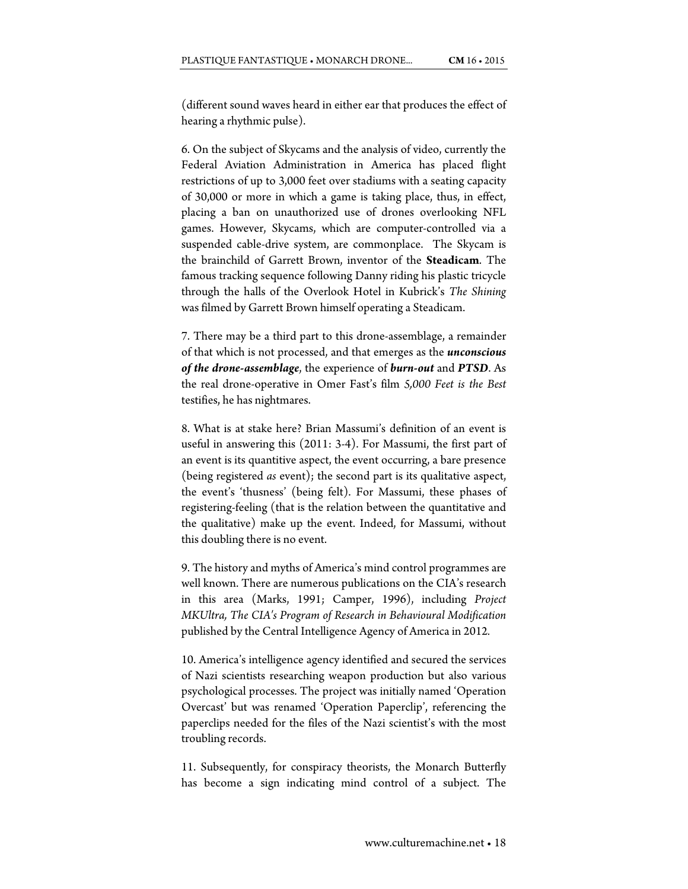(different sound waves heard in either ear that produces the effect of hearing a rhythmic pulse).

6. On the subject of Skycams and the analysis of video, currently the Federal Aviation Administration in America has placed flight restrictions of up to 3,000 feet over stadiums with a seating capacity of 30,000 or more in which a game is taking place, thus, in effect, placing a ban on unauthorized use of drones overlooking NFL games. However, Skycams, which are computer-controlled via a suspended cable-drive system, are commonplace. The Skycam is the brainchild of Garrett Brown, inventor of the **Steadicam**. The famous tracking sequence following Danny riding his plastic tricycle through the halls of the Overlook Hotel in Kubrick's *The Shining* was filmed by Garrett Brown himself operating a Steadicam.

7. There may be a third part to this drone-assemblage, a remainder of that which is not processed, and that emerges as the ***unconscious of the drone-assemblage***, the experience of ***burn-out*** and ***PTSD***. As the real drone-operative in Omer Fast's film *5,000 Feet is the Best* testifies, he has nightmares.

8. What is at stake here? Brian Massumi's definition of an event is useful in answering this (2011: 3-4). For Massumi, the first part of an event is its quantitive aspect, the event occurring, a bare presence (being registered *as* event); the second part is its qualitative aspect, the event's 'thusness' (being felt). For Massumi, these phases of registering-feeling (that is the relation between the quantitative and the qualitative) make up the event. Indeed, for Massumi, without this doubling there is no event.

9. The history and myths of America's mind control programmes are well known. There are numerous publications on the CIA's research in this area (Marks, 1991; Camper, 1996), including *Project MKUltra, The CIA's Program of Research in Behavioural Modification* published by the Central Intelligence Agency of America in 2012.

10. America's intelligence agency identified and secured the services of Nazi scientists researching weapon production but also various psychological processes. The project was initially named 'Operation Overcast' but was renamed 'Operation Paperclip', referencing the paperclips needed for the files of the Nazi scientist's with the most troubling records.

11. Subsequently, for conspiracy theorists, the Monarch Butterfly has become a sign indicating mind control of a subject. The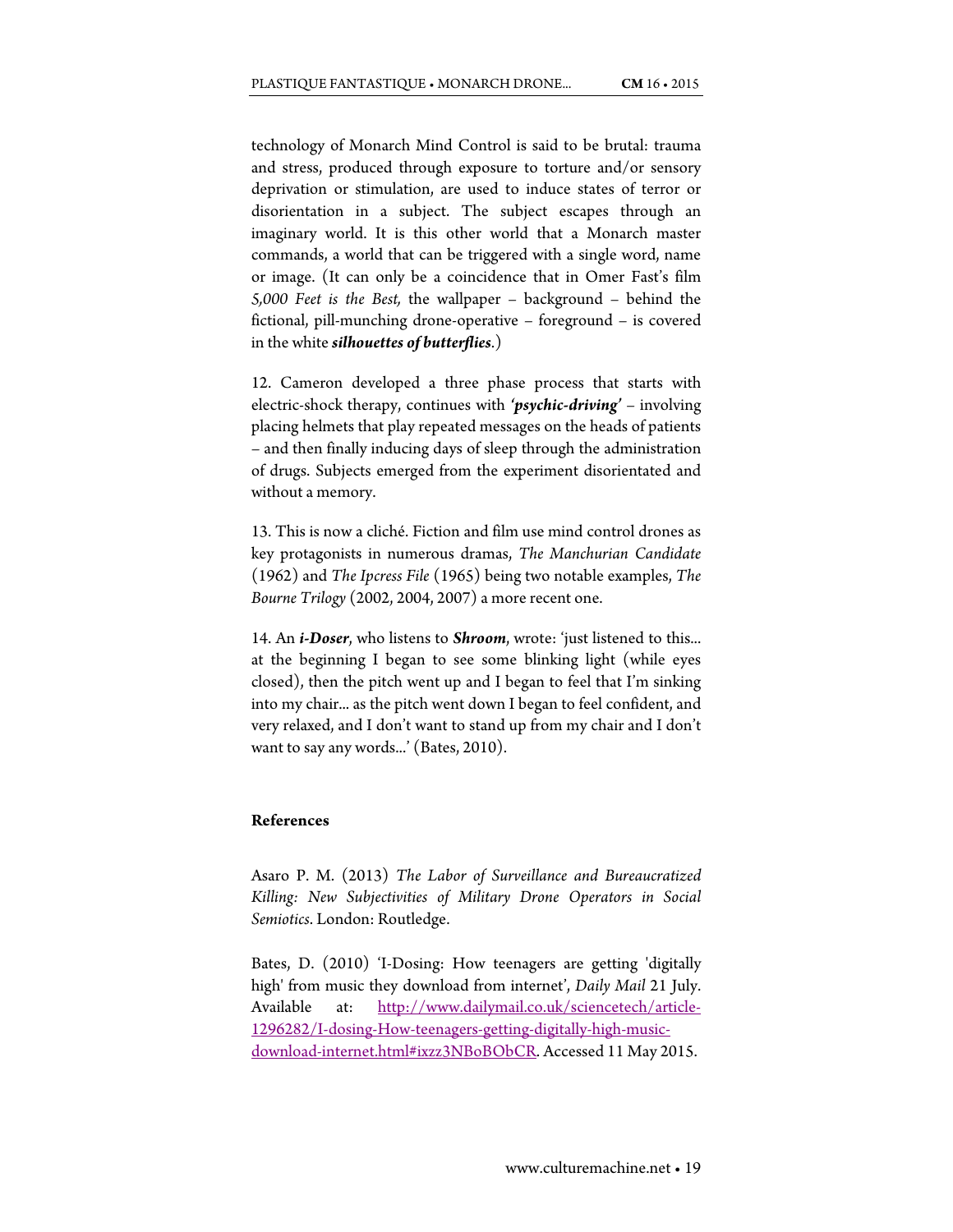technology of Monarch Mind Control is said to be brutal: trauma and stress, produced through exposure to torture and/or sensory deprivation or stimulation, are used to induce states of terror or disorientation in a subject. The subject escapes through an imaginary world. It is this other world that a Monarch master commands, a world that can be triggered with a single word, name or image. (It can only be a coincidence that in Omer Fast's film *5,000 Feet is the Best,* the wallpaper – background – behind the fictional, pill-munching drone-operative – foreground – is covered in the white ***silhouettes of butterflies***.)

12. Cameron developed a three phase process that starts with electric-shock therapy, continues with ***'psychic-driving'*** – involving placing helmets that play repeated messages on the heads of patients – and then finally inducing days of sleep through the administration of drugs. Subjects emerged from the experiment disorientated and without a memory.

13. This is now a cliché. Fiction and film use mind control drones as key protagonists in numerous dramas, *The Manchurian Candidate* (1962) and *The Ipcress File* (1965) being two notable examples, *The Bourne Trilogy* (2002, 2004, 2007) a more recent one.

14. An ***i-Doser***, who listens to ***Shroom***, wrote: 'just listened to this... at the beginning I began to see some blinking light (while eyes closed), then the pitch went up and I began to feel that I'm sinking into my chair... as the pitch went down I began to feel confident, and very relaxed, and I don't want to stand up from my chair and I don't want to say any words...' (Bates, 2010).

**References**

Asaro P. M. (2013) *The Labor of Surveillance and Bureaucratized Killing: New Subjectivities of Military Drone Operators in Social Semiotics*. London: Routledge.

Bates, D. (2010) 'I-Dosing: How teenagers are getting 'digitally high' from music they download from internet', *Daily Mail* 21 July. Available at: http://www.dailymail.co.uk/sciencetech/article-1296282/I-dosing-How-teenagers-getting-digitally-high-music-download-internet.html#ixzz3NBoBObCR. Accessed 11 May 2015.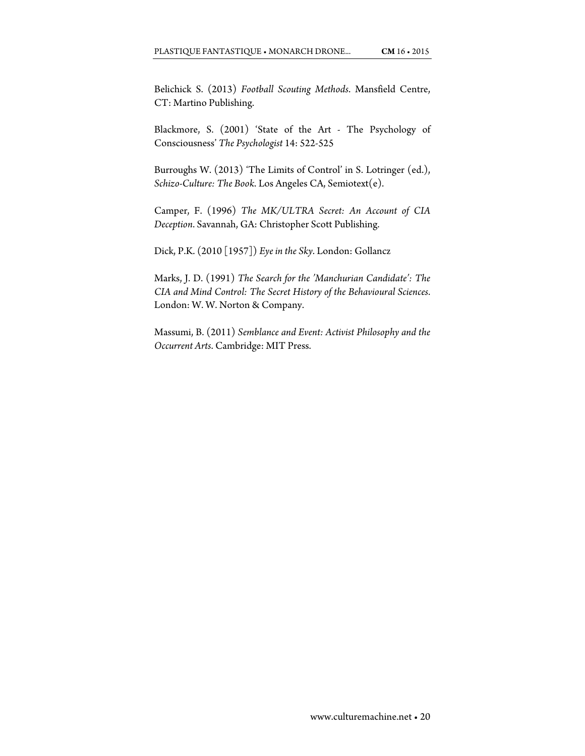Belichick S. (2013) *Football Scouting Methods*. Mansfield Centre, CT: Martino Publishing.

Blackmore, S. (2001) 'State of the Art - The Psychology of Consciousness' *The Psychologist* 14: 522-525

Burroughs W. (2013) 'The Limits of Control' in S. Lotringer (ed.), *Schizo-Culture: The Book*. Los Angeles CA, Semiotext(e).

Camper, F. (1996) *The MK/ULTRA Secret: An Account of CIA Deception*. Savannah, GA: Christopher Scott Publishing.

Dick, P.K. (2010 [1957]) *Eye in the Sky*. London: Gollancz

Marks, J. D. (1991) *The Search for the 'Manchurian Candidate': The CIA and Mind Control: The Secret History of the Behavioural Sciences.* London: W. W. Norton & Company.

Massumi, B. (2011) *Semblance and Event: Activist Philosophy and the Occurrent Arts*. Cambridge: MIT Press.